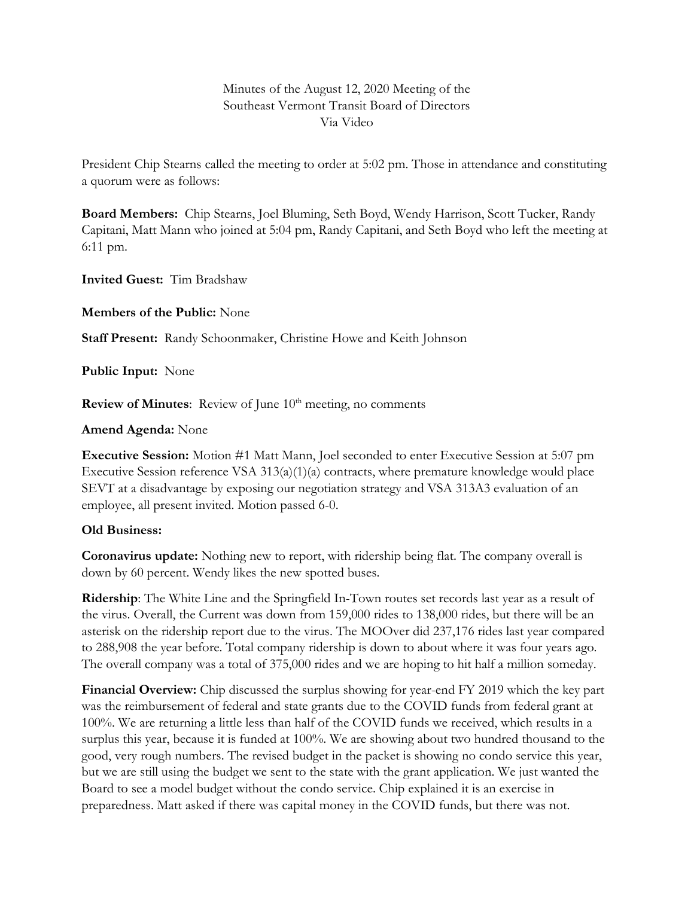Minutes of the August 12, 2020 Meeting of the
Southeast Vermont Transit Board of Directors
Via Video

President Chip Stearns called the meeting to order at 5:02 pm. Those in attendance and constituting a quorum were as follows:

**Board Members:** Chip Stearns, Joel Bluming, Seth Boyd, Wendy Harrison, Scott Tucker, Randy Capitani, Matt Mann who joined at 5:04 pm, Randy Capitani, and Seth Boyd who left the meeting at 6:11 pm.

**Invited Guest:** Tim Bradshaw

**Members of the Public:** None

**Staff Present:** Randy Schoonmaker, Christine Howe and Keith Johnson

**Public Input:** None

**Review of Minutes**: Review of June 10th meeting, no comments

**Amend Agenda:** None

**Executive Session:** Motion #1 Matt Mann, Joel seconded to enter Executive Session at 5:07 pm Executive Session reference VSA 313(a)(1)(a) contracts, where premature knowledge would place SEVT at a disadvantage by exposing our negotiation strategy and VSA 313A3 evaluation of an employee, all present invited. Motion passed 6-0.

**Old Business:**

**Coronavirus update:** Nothing new to report, with ridership being flat. The company overall is down by 60 percent. Wendy likes the new spotted buses.

**Ridership**: The White Line and the Springfield In-Town routes set records last year as a result of the virus. Overall, the Current was down from 159,000 rides to 138,000 rides, but there will be an asterisk on the ridership report due to the virus. The MOOver did 237,176 rides last year compared to 288,908 the year before. Total company ridership is down to about where it was four years ago. The overall company was a total of 375,000 rides and we are hoping to hit half a million someday.

**Financial Overview:** Chip discussed the surplus showing for year-end FY 2019 which the key part was the reimbursement of federal and state grants due to the COVID funds from federal grant at 100%. We are returning a little less than half of the COVID funds we received, which results in a surplus this year, because it is funded at 100%. We are showing about two hundred thousand to the good, very rough numbers. The revised budget in the packet is showing no condo service this year, but we are still using the budget we sent to the state with the grant application. We just wanted the Board to see a model budget without the condo service. Chip explained it is an exercise in preparedness. Matt asked if there was capital money in the COVID funds, but there was not.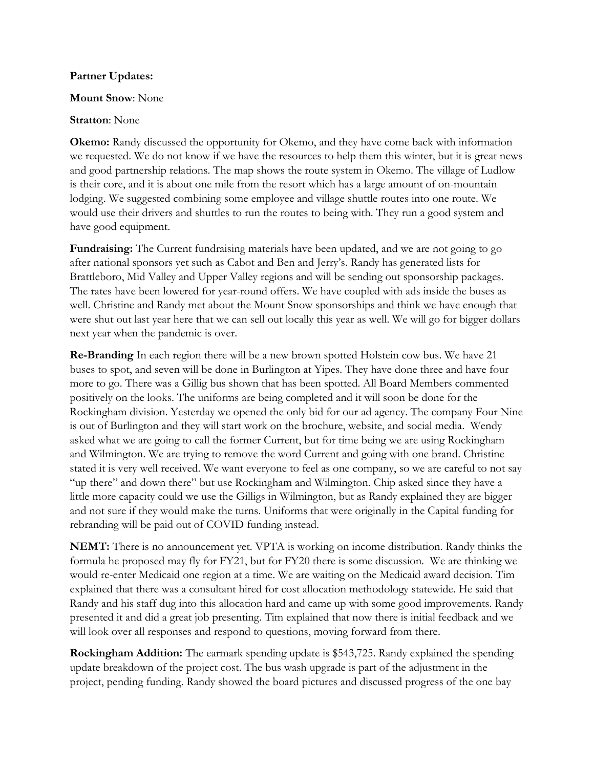**Partner Updates:**

**Mount Snow**: None

**Stratton**: None

**Okemo:** Randy discussed the opportunity for Okemo, and they have come back with information we requested. We do not know if we have the resources to help them this winter, but it is great news and good partnership relations. The map shows the route system in Okemo. The village of Ludlow is their core, and it is about one mile from the resort which has a large amount of on-mountain lodging. We suggested combining some employee and village shuttle routes into one route. We would use their drivers and shuttles to run the routes to being with. They run a good system and have good equipment.

**Fundraising:** The Current fundraising materials have been updated, and we are not going to go after national sponsors yet such as Cabot and Ben and Jerry's. Randy has generated lists for Brattleboro, Mid Valley and Upper Valley regions and will be sending out sponsorship packages. The rates have been lowered for year-round offers. We have coupled with ads inside the buses as well. Christine and Randy met about the Mount Snow sponsorships and think we have enough that were shut out last year here that we can sell out locally this year as well. We will go for bigger dollars next year when the pandemic is over.

**Re-Branding** In each region there will be a new brown spotted Holstein cow bus. We have 21 buses to spot, and seven will be done in Burlington at Yipes. They have done three and have four more to go. There was a Gillig bus shown that has been spotted. All Board Members commented positively on the looks. The uniforms are being completed and it will soon be done for the Rockingham division. Yesterday we opened the only bid for our ad agency. The company Four Nine is out of Burlington and they will start work on the brochure, website, and social media. Wendy asked what we are going to call the former Current, but for time being we are using Rockingham and Wilmington. We are trying to remove the word Current and going with one brand. Christine stated it is very well received. We want everyone to feel as one company, so we are careful to not say "up there" and down there" but use Rockingham and Wilmington. Chip asked since they have a little more capacity could we use the Gilligs in Wilmington, but as Randy explained they are bigger and not sure if they would make the turns. Uniforms that were originally in the Capital funding for rebranding will be paid out of COVID funding instead.

**NEMT:** There is no announcement yet. VPTA is working on income distribution. Randy thinks the formula he proposed may fly for FY21, but for FY20 there is some discussion. We are thinking we would re-enter Medicaid one region at a time. We are waiting on the Medicaid award decision. Tim explained that there was a consultant hired for cost allocation methodology statewide. He said that Randy and his staff dug into this allocation hard and came up with some good improvements. Randy presented it and did a great job presenting. Tim explained that now there is initial feedback and we will look over all responses and respond to questions, moving forward from there.

**Rockingham Addition:** The earmark spending update is $543,725. Randy explained the spending update breakdown of the project cost. The bus wash upgrade is part of the adjustment in the project, pending funding. Randy showed the board pictures and discussed progress of the one bay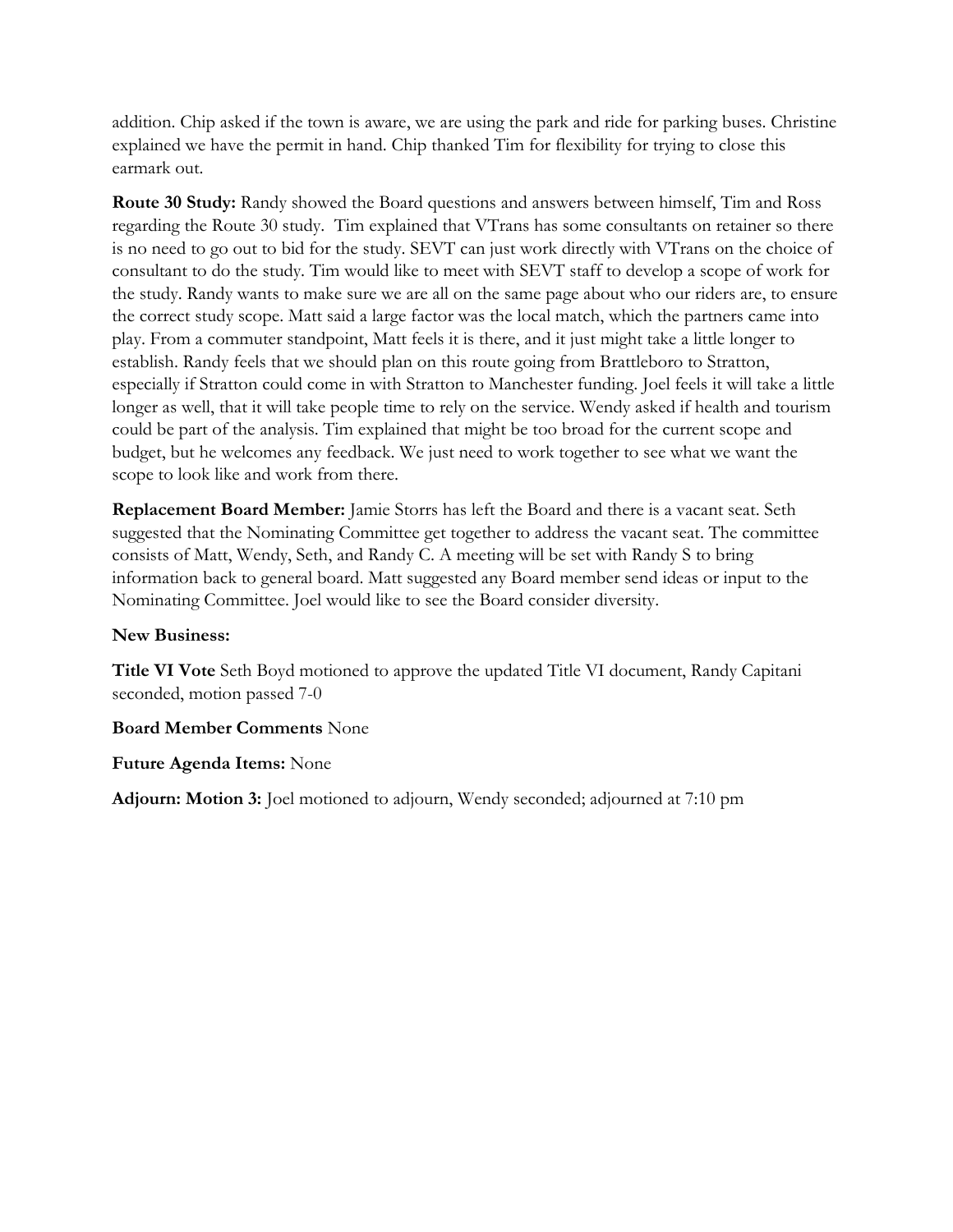addition. Chip asked if the town is aware, we are using the park and ride for parking buses. Christine explained we have the permit in hand. Chip thanked Tim for flexibility for trying to close this earmark out.

**Route 30 Study:** Randy showed the Board questions and answers between himself, Tim and Ross regarding the Route 30 study. Tim explained that VTrans has some consultants on retainer so there is no need to go out to bid for the study. SEVT can just work directly with VTrans on the choice of consultant to do the study. Tim would like to meet with SEVT staff to develop a scope of work for the study. Randy wants to make sure we are all on the same page about who our riders are, to ensure the correct study scope. Matt said a large factor was the local match, which the partners came into play. From a commuter standpoint, Matt feels it is there, and it just might take a little longer to establish. Randy feels that we should plan on this route going from Brattleboro to Stratton, especially if Stratton could come in with Stratton to Manchester funding. Joel feels it will take a little longer as well, that it will take people time to rely on the service. Wendy asked if health and tourism could be part of the analysis. Tim explained that might be too broad for the current scope and budget, but he welcomes any feedback. We just need to work together to see what we want the scope to look like and work from there.

**Replacement Board Member:** Jamie Storrs has left the Board and there is a vacant seat. Seth suggested that the Nominating Committee get together to address the vacant seat. The committee consists of Matt, Wendy, Seth, and Randy C. A meeting will be set with Randy S to bring information back to general board. Matt suggested any Board member send ideas or input to the Nominating Committee. Joel would like to see the Board consider diversity.

**New Business:**

**Title VI Vote** Seth Boyd motioned to approve the updated Title VI document, Randy Capitani seconded, motion passed 7-0

**Board Member Comments** None

**Future Agenda Items:** None

**Adjourn: Motion 3:** Joel motioned to adjourn, Wendy seconded; adjourned at 7:10 pm